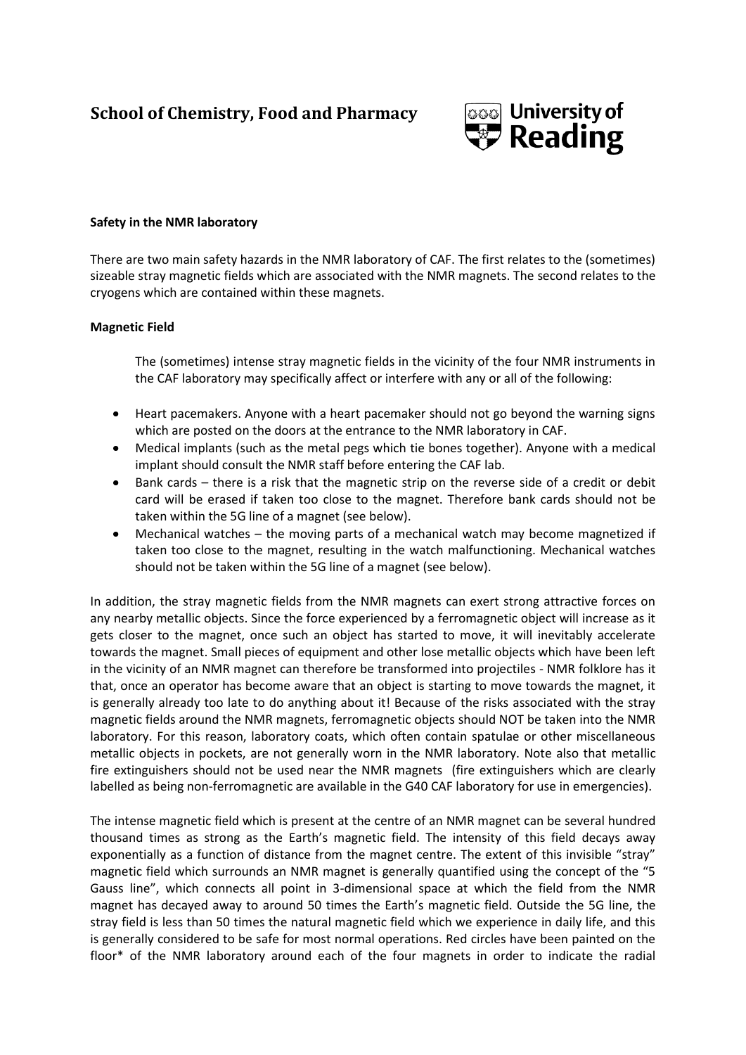**School of Chemistry, Food and Pharmacy**

**University of Reading**

**Safety in the NMR laboratory**

There are two main safety hazards in the NMR laboratory of CAF. The first relates to the (sometimes) sizeable stray magnetic fields which are associated with the NMR magnets. The second relates to the cryogens which are contained within these magnets.

**Magnetic Field**

The (sometimes) intense stray magnetic fields in the vicinity of the four NMR instruments in the CAF laboratory may specifically affect or interfere with any or all of the following:

- Heart pacemakers. Anyone with a heart pacemaker should not go beyond the warning signs which are posted on the doors at the entrance to the NMR laboratory in CAF.
- Medical implants (such as the metal pegs which tie bones together). Anyone with a medical implant should consult the NMR staff before entering the CAF lab.
- Bank cards – there is a risk that the magnetic strip on the reverse side of a credit or debit card will be erased if taken too close to the magnet. Therefore bank cards should not be taken within the 5G line of a magnet (see below).
- Mechanical watches – the moving parts of a mechanical watch may become magnetized if taken too close to the magnet, resulting in the watch malfunctioning. Mechanical watches should not be taken within the 5G line of a magnet (see below).

In addition, the stray magnetic fields from the NMR magnets can exert strong attractive forces on any nearby metallic objects. Since the force experienced by a ferromagnetic object will increase as it gets closer to the magnet, once such an object has started to move, it will inevitably accelerate towards the magnet. Small pieces of equipment and other lose metallic objects which have been left in the vicinity of an NMR magnet can therefore be transformed into projectiles - NMR folklore has it that, once an operator has become aware that an object is starting to move towards the magnet, it is generally already too late to do anything about it! Because of the risks associated with the stray magnetic fields around the NMR magnets, ferromagnetic objects should NOT be taken into the NMR laboratory. For this reason, laboratory coats, which often contain spatulae or other miscellaneous metallic objects in pockets, are not generally worn in the NMR laboratory. Note also that metallic fire extinguishers should not be used near the NMR magnets (fire extinguishers which are clearly labelled as being non-ferromagnetic are available in the G40 CAF laboratory for use in emergencies).

The intense magnetic field which is present at the centre of an NMR magnet can be several hundred thousand times as strong as the Earth's magnetic field. The intensity of this field decays away exponentially as a function of distance from the magnet centre. The extent of this invisible "stray" magnetic field which surrounds an NMR magnet is generally quantified using the concept of the "5 Gauss line", which connects all point in 3-dimensional space at which the field from the NMR magnet has decayed away to around 50 times the Earth's magnetic field. Outside the 5G line, the stray field is less than 50 times the natural magnetic field which we experience in daily life, and this is generally considered to be safe for most normal operations. Red circles have been painted on the floor* of the NMR laboratory around each of the four magnets in order to indicate the radial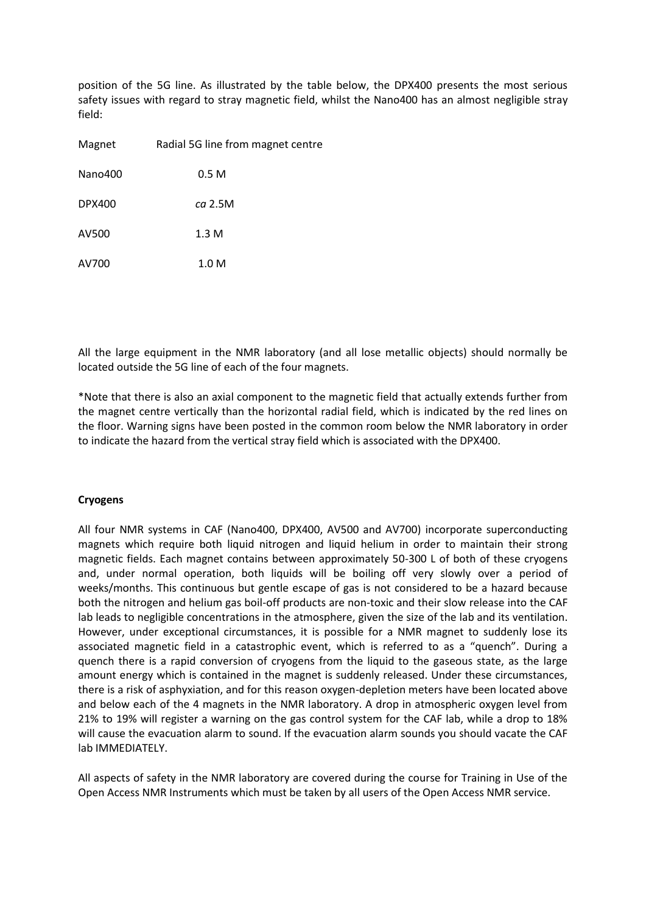position of the 5G line. As illustrated by the table below, the DPX400 presents the most serious safety issues with regard to stray magnetic field, whilst the Nano400 has an almost negligible stray field:

| Magnet | Radial 5G line from magnet centre |
|---|---|
| Nano400 | 0.5 M |
| DPX400 | *ca* 2.5M |
| AV500 | 1.3 M |
| AV700 | 1.0 M |

All the large equipment in the NMR laboratory (and all lose metallic objects) should normally be located outside the 5G line of each of the four magnets.

*Note that there is also an axial component to the magnetic field that actually extends further from the magnet centre vertically than the horizontal radial field, which is indicated by the red lines on the floor. Warning signs have been posted in the common room below the NMR laboratory in order to indicate the hazard from the vertical stray field which is associated with the DPX400.

**Cryogens**

All four NMR systems in CAF (Nano400, DPX400, AV500 and AV700) incorporate superconducting magnets which require both liquid nitrogen and liquid helium in order to maintain their strong magnetic fields. Each magnet contains between approximately 50-300 L of both of these cryogens and, under normal operation, both liquids will be boiling off very slowly over a period of weeks/months. This continuous but gentle escape of gas is not considered to be a hazard because both the nitrogen and helium gas boil-off products are non-toxic and their slow release into the CAF lab leads to negligible concentrations in the atmosphere, given the size of the lab and its ventilation. However, under exceptional circumstances, it is possible for a NMR magnet to suddenly lose its associated magnetic field in a catastrophic event, which is referred to as a "quench". During a quench there is a rapid conversion of cryogens from the liquid to the gaseous state, as the large amount energy which is contained in the magnet is suddenly released. Under these circumstances, there is a risk of asphyxiation, and for this reason oxygen-depletion meters have been located above and below each of the 4 magnets in the NMR laboratory. A drop in atmospheric oxygen level from 21% to 19% will register a warning on the gas control system for the CAF lab, while a drop to 18% will cause the evacuation alarm to sound. If the evacuation alarm sounds you should vacate the CAF lab IMMEDIATELY.

All aspects of safety in the NMR laboratory are covered during the course for Training in Use of the Open Access NMR Instruments which must be taken by all users of the Open Access NMR service.